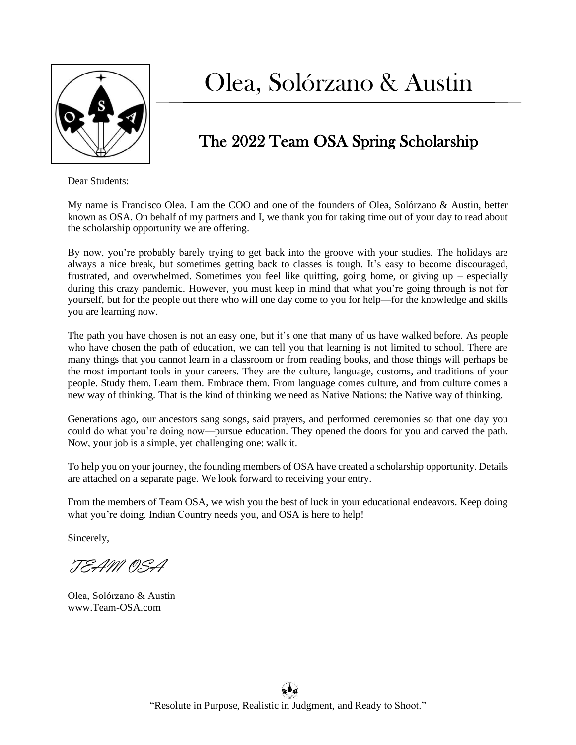# Olea, Solórzano & Austin

## The 2022 Team OSA Spring Scholarship

Dear Students:

My name is Francisco Olea. I am the COO and one of the founders of Olea, Solórzano & Austin, better known as OSA. On behalf of my partners and I, we thank you for taking time out of your day to read about the scholarship opportunity we are offering.

By now, you're probably barely trying to get back into the groove with your studies. The holidays are always a nice break, but sometimes getting back to classes is tough. It's easy to become discouraged, frustrated, and overwhelmed. Sometimes you feel like quitting, going home, or giving up – especially during this crazy pandemic. However, you must keep in mind that what you're going through is not for yourself, but for the people out there who will one day come to you for help—for the knowledge and skills you are learning now.

The path you have chosen is not an easy one, but it's one that many of us have walked before. As people who have chosen the path of education, we can tell you that learning is not limited to school. There are many things that you cannot learn in a classroom or from reading books, and those things will perhaps be the most important tools in your careers. They are the culture, language, customs, and traditions of your people. Study them. Learn them. Embrace them. From language comes culture, and from culture comes a new way of thinking. That is the kind of thinking we need as Native Nations: the Native way of thinking.

Generations ago, our ancestors sang songs, said prayers, and performed ceremonies so that one day you could do what you're doing now—pursue education. They opened the doors for you and carved the path. Now, your job is a simple, yet challenging one: walk it.

To help you on your journey, the founding members of OSA have created a scholarship opportunity. Details are attached on a separate page. We look forward to receiving your entry.

From the members of Team OSA, we wish you the best of luck in your educational endeavors. Keep doing what you're doing. Indian Country needs you, and OSA is here to help!

Sincerely,

*TEAM OSA*

Olea, Solórzano & Austin
www.Team-OSA.com

"Resolute in Purpose, Realistic in Judgment, and Ready to Shoot."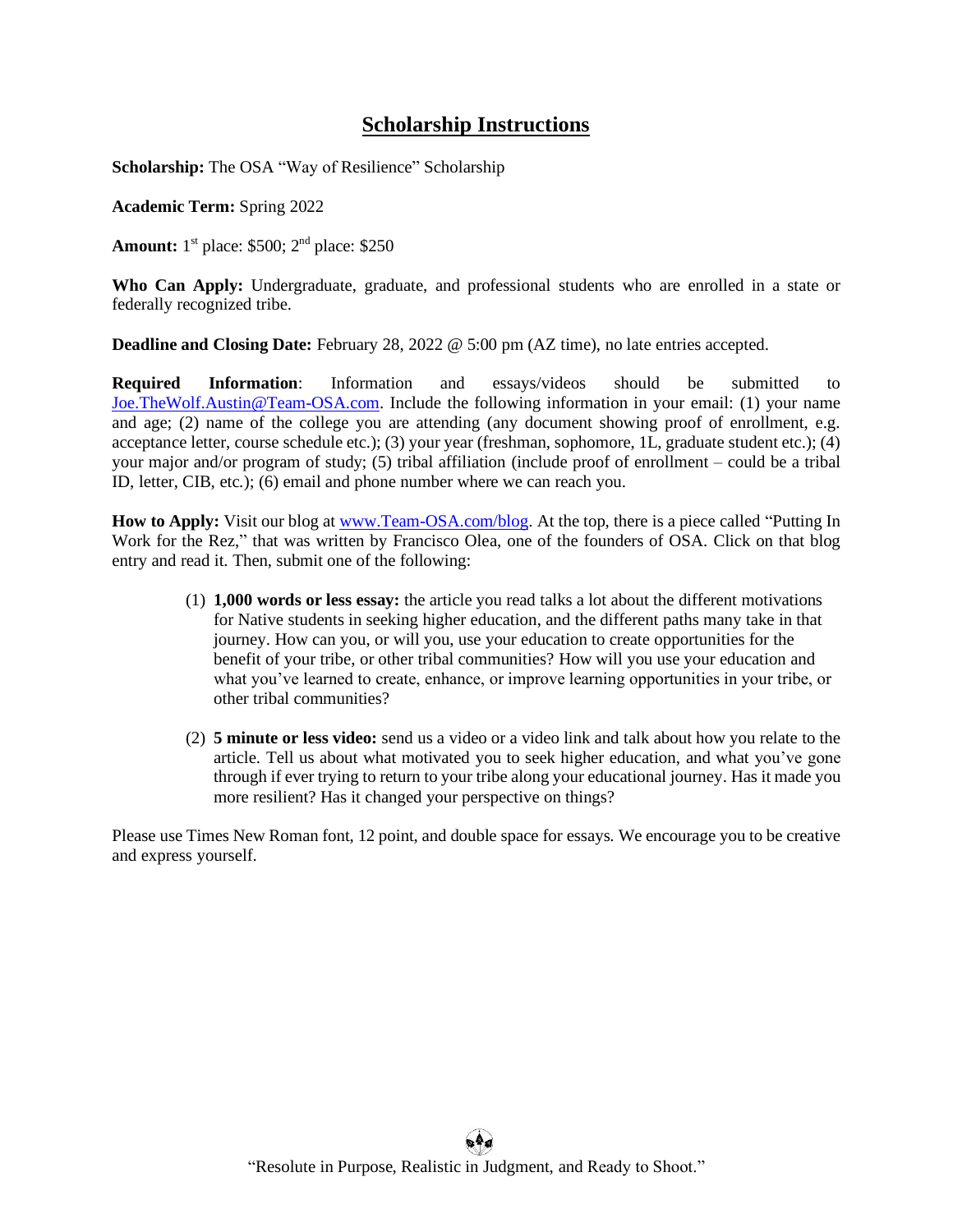# Scholarship Instructions

**Scholarship:** The OSA "Way of Resilience" Scholarship

**Academic Term:** Spring 2022

**Amount:** 1st place: $500; 2nd place: $250

**Who Can Apply:** Undergraduate, graduate, and professional students who are enrolled in a state or federally recognized tribe.

**Deadline and Closing Date:** February 28, 2022 @ 5:00 pm (AZ time), no late entries accepted.

**Required Information**: Information and essays/videos should be submitted to Joe.TheWolf.Austin@Team-OSA.com. Include the following information in your email: (1) your name and age; (2) name of the college you are attending (any document showing proof of enrollment, e.g. acceptance letter, course schedule etc.); (3) your year (freshman, sophomore, 1L, graduate student etc.); (4) your major and/or program of study; (5) tribal affiliation (include proof of enrollment – could be a tribal ID, letter, CIB, etc.); (6) email and phone number where we can reach you.

**How to Apply:** Visit our blog at www.Team-OSA.com/blog. At the top, there is a piece called "Putting In Work for the Rez," that was written by Francisco Olea, one of the founders of OSA. Click on that blog entry and read it. Then, submit one of the following:

(1) **1,000 words or less essay:** the article you read talks a lot about the different motivations for Native students in seeking higher education, and the different paths many take in that journey. How can you, or will you, use your education to create opportunities for the benefit of your tribe, or other tribal communities? How will you use your education and what you've learned to create, enhance, or improve learning opportunities in your tribe, or other tribal communities?

(2) **5 minute or less video:** send us a video or a video link and talk about how you relate to the article. Tell us about what motivated you to seek higher education, and what you've gone through if ever trying to return to your tribe along your educational journey. Has it made you more resilient? Has it changed your perspective on things?

Please use Times New Roman font, 12 point, and double space for essays. We encourage you to be creative and express yourself.

"Resolute in Purpose, Realistic in Judgment, and Ready to Shoot."